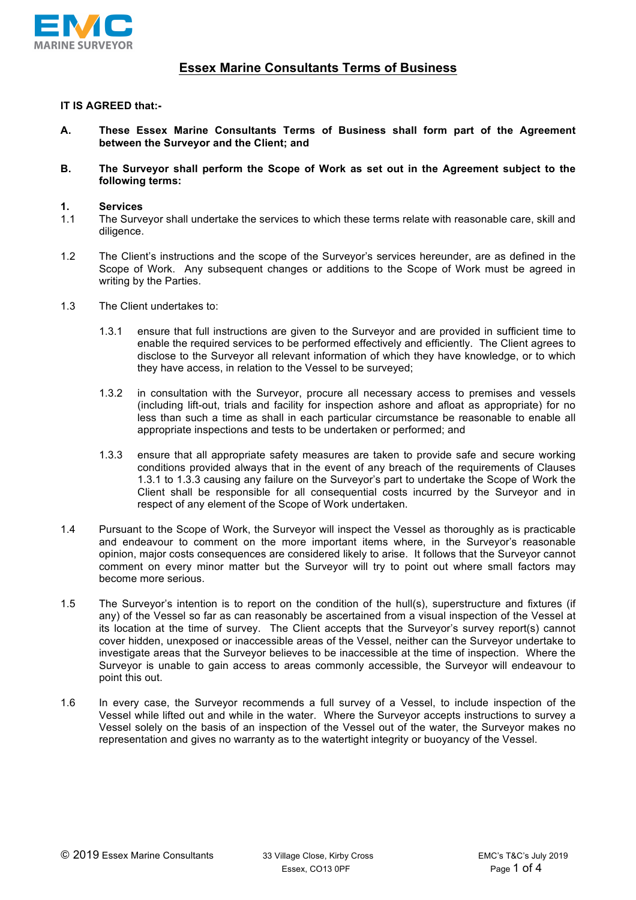# Essex Marine Consultants Terms of Business

**IT IS AGREED that:-**

**A. These Essex Marine Consultants Terms of Business shall form part of the Agreement between the Surveyor and the Client; and**

**B. The Surveyor shall perform the Scope of Work as set out in the Agreement subject to the following terms:**

## 1. Services

1.1 The Surveyor shall undertake the services to which these terms relate with reasonable care, skill and diligence.

1.2 The Client's instructions and the scope of the Surveyor's services hereunder, are as defined in the Scope of Work. Any subsequent changes or additions to the Scope of Work must be agreed in writing by the Parties.

1.3 The Client undertakes to:

1.3.1 ensure that full instructions are given to the Surveyor and are provided in sufficient time to enable the required services to be performed effectively and efficiently. The Client agrees to disclose to the Surveyor all relevant information of which they have knowledge, or to which they have access, in relation to the Vessel to be surveyed;

1.3.2 in consultation with the Surveyor, procure all necessary access to premises and vessels (including lift-out, trials and facility for inspection ashore and afloat as appropriate) for no less than such a time as shall in each particular circumstance be reasonable to enable all appropriate inspections and tests to be undertaken or performed; and

1.3.3 ensure that all appropriate safety measures are taken to provide safe and secure working conditions provided always that in the event of any breach of the requirements of Clauses 1.3.1 to 1.3.3 causing any failure on the Surveyor's part to undertake the Scope of Work the Client shall be responsible for all consequential costs incurred by the Surveyor and in respect of any element of the Scope of Work undertaken.

1.4 Pursuant to the Scope of Work, the Surveyor will inspect the Vessel as thoroughly as is practicable and endeavour to comment on the more important items where, in the Surveyor's reasonable opinion, major costs consequences are considered likely to arise. It follows that the Surveyor cannot comment on every minor matter but the Surveyor will try to point out where small factors may become more serious.

1.5 The Surveyor's intention is to report on the condition of the hull(s), superstructure and fixtures (if any) of the Vessel so far as can reasonably be ascertained from a visual inspection of the Vessel at its location at the time of survey. The Client accepts that the Surveyor's survey report(s) cannot cover hidden, unexposed or inaccessible areas of the Vessel, neither can the Surveyor undertake to investigate areas that the Surveyor believes to be inaccessible at the time of inspection. Where the Surveyor is unable to gain access to areas commonly accessible, the Surveyor will endeavour to point this out.

1.6 In every case, the Surveyor recommends a full survey of a Vessel, to include inspection of the Vessel while lifted out and while in the water. Where the Surveyor accepts instructions to survey a Vessel solely on the basis of an inspection of the Vessel out of the water, the Surveyor makes no representation and gives no warranty as to the watertight integrity or buoyancy of the Vessel.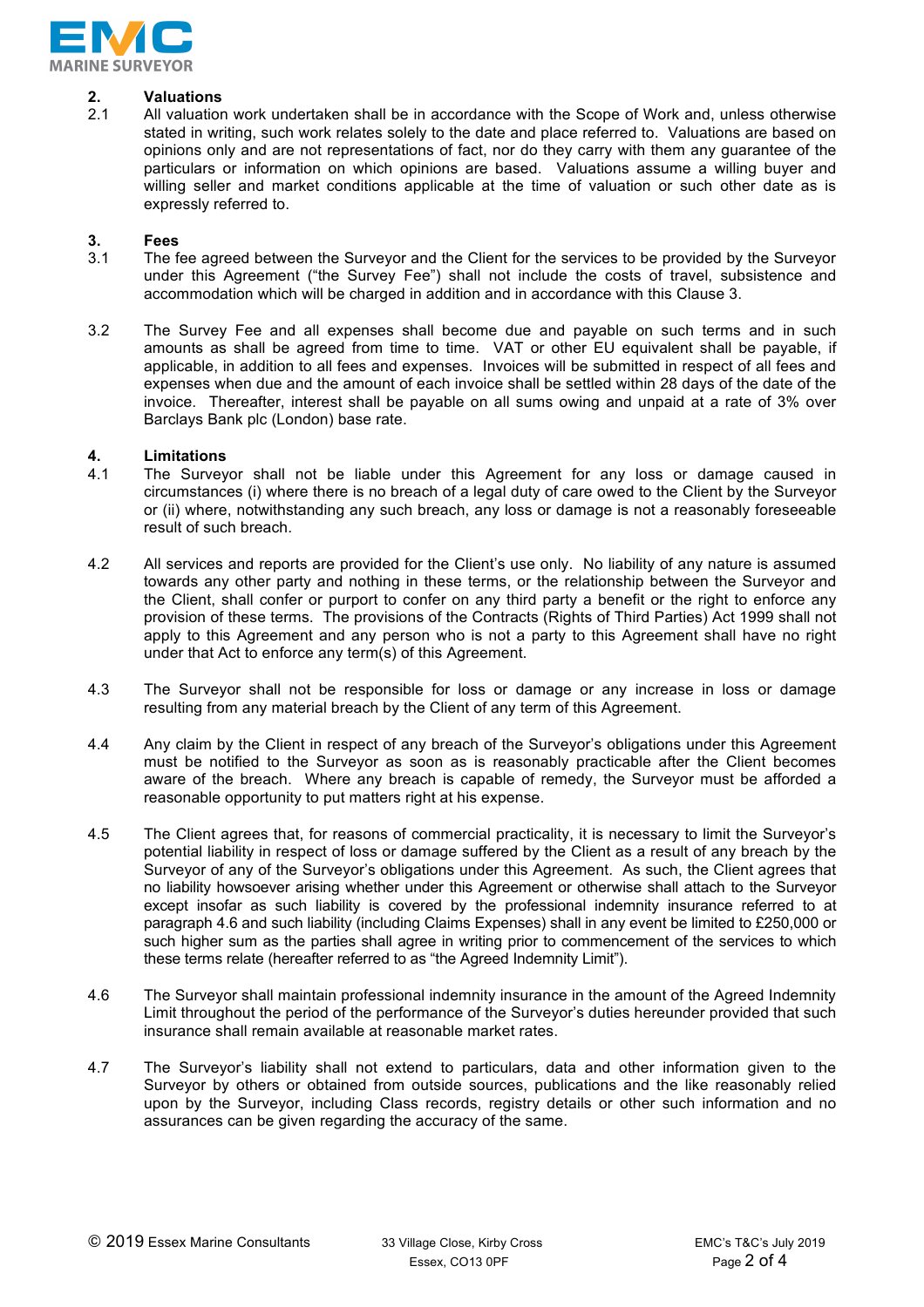## 2. Valuations

2.1 All valuation work undertaken shall be in accordance with the Scope of Work and, unless otherwise stated in writing, such work relates solely to the date and place referred to. Valuations are based on opinions only and are not representations of fact, nor do they carry with them any guarantee of the particulars or information on which opinions are based. Valuations assume a willing buyer and willing seller and market conditions applicable at the time of valuation or such other date as is expressly referred to.

## 3. Fees

3.1 The fee agreed between the Surveyor and the Client for the services to be provided by the Surveyor under this Agreement ("the Survey Fee") shall not include the costs of travel, subsistence and accommodation which will be charged in addition and in accordance with this Clause 3.

3.2 The Survey Fee and all expenses shall become due and payable on such terms and in such amounts as shall be agreed from time to time. VAT or other EU equivalent shall be payable, if applicable, in addition to all fees and expenses. Invoices will be submitted in respect of all fees and expenses when due and the amount of each invoice shall be settled within 28 days of the date of the invoice. Thereafter, interest shall be payable on all sums owing and unpaid at a rate of 3% over Barclays Bank plc (London) base rate.

## 4. Limitations

4.1 The Surveyor shall not be liable under this Agreement for any loss or damage caused in circumstances (i) where there is no breach of a legal duty of care owed to the Client by the Surveyor or (ii) where, notwithstanding any such breach, any loss or damage is not a reasonably foreseeable result of such breach.

4.2 All services and reports are provided for the Client's use only. No liability of any nature is assumed towards any other party and nothing in these terms, or the relationship between the Surveyor and the Client, shall confer or purport to confer on any third party a benefit or the right to enforce any provision of these terms. The provisions of the Contracts (Rights of Third Parties) Act 1999 shall not apply to this Agreement and any person who is not a party to this Agreement shall have no right under that Act to enforce any term(s) of this Agreement.

4.3 The Surveyor shall not be responsible for loss or damage or any increase in loss or damage resulting from any material breach by the Client of any term of this Agreement.

4.4 Any claim by the Client in respect of any breach of the Surveyor's obligations under this Agreement must be notified to the Surveyor as soon as is reasonably practicable after the Client becomes aware of the breach. Where any breach is capable of remedy, the Surveyor must be afforded a reasonable opportunity to put matters right at his expense.

4.5 The Client agrees that, for reasons of commercial practicality, it is necessary to limit the Surveyor's potential liability in respect of loss or damage suffered by the Client as a result of any breach by the Surveyor of any of the Surveyor's obligations under this Agreement. As such, the Client agrees that no liability howsoever arising whether under this Agreement or otherwise shall attach to the Surveyor except insofar as such liability is covered by the professional indemnity insurance referred to at paragraph 4.6 and such liability (including Claims Expenses) shall in any event be limited to £250,000 or such higher sum as the parties shall agree in writing prior to commencement of the services to which these terms relate (hereafter referred to as "the Agreed Indemnity Limit").

4.6 The Surveyor shall maintain professional indemnity insurance in the amount of the Agreed Indemnity Limit throughout the period of the performance of the Surveyor's duties hereunder provided that such insurance shall remain available at reasonable market rates.

4.7 The Surveyor's liability shall not extend to particulars, data and other information given to the Surveyor by others or obtained from outside sources, publications and the like reasonably relied upon by the Surveyor, including Class records, registry details or other such information and no assurances can be given regarding the accuracy of the same.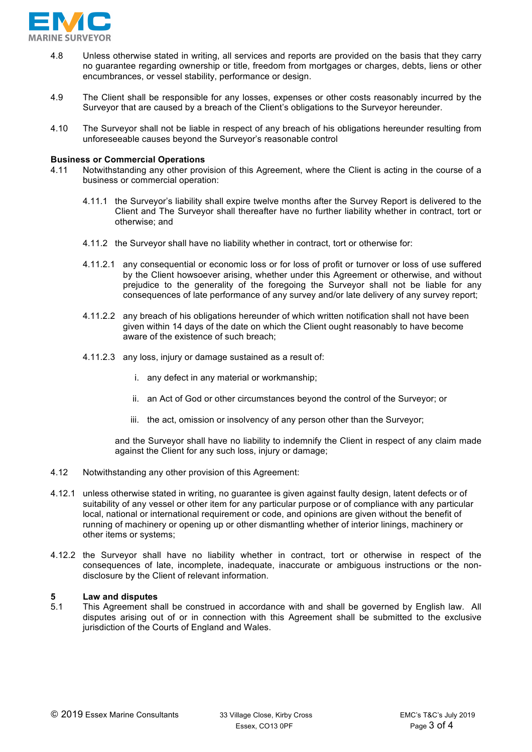4.8 Unless otherwise stated in writing, all services and reports are provided on the basis that they carry no guarantee regarding ownership or title, freedom from mortgages or charges, debts, liens or other encumbrances, or vessel stability, performance or design.

4.9 The Client shall be responsible for any losses, expenses or other costs reasonably incurred by the Surveyor that are caused by a breach of the Client's obligations to the Surveyor hereunder.

4.10 The Surveyor shall not be liable in respect of any breach of his obligations hereunder resulting from unforeseeable causes beyond the Surveyor's reasonable control

**Business or Commercial Operations**

4.11 Notwithstanding any other provision of this Agreement, where the Client is acting in the course of a business or commercial operation:

4.11.1 the Surveyor's liability shall expire twelve months after the Survey Report is delivered to the Client and The Surveyor shall thereafter have no further liability whether in contract, tort or otherwise; and

4.11.2 the Surveyor shall have no liability whether in contract, tort or otherwise for:

4.11.2.1 any consequential or economic loss or for loss of profit or turnover or loss of use suffered by the Client howsoever arising, whether under this Agreement or otherwise, and without prejudice to the generality of the foregoing the Surveyor shall not be liable for any consequences of late performance of any survey and/or late delivery of any survey report;

4.11.2.2 any breach of his obligations hereunder of which written notification shall not have been given within 14 days of the date on which the Client ought reasonably to have become aware of the existence of such breach;

4.11.2.3 any loss, injury or damage sustained as a result of:

i. any defect in any material or workmanship;

ii. an Act of God or other circumstances beyond the control of the Surveyor; or

iii. the act, omission or insolvency of any person other than the Surveyor;

and the Surveyor shall have no liability to indemnify the Client in respect of any claim made against the Client for any such loss, injury or damage;

4.12 Notwithstanding any other provision of this Agreement:

4.12.1 unless otherwise stated in writing, no guarantee is given against faulty design, latent defects or of suitability of any vessel or other item for any particular purpose or of compliance with any particular local, national or international requirement or code, and opinions are given without the benefit of running of machinery or opening up or other dismantling whether of interior linings, machinery or other items or systems;

4.12.2 the Surveyor shall have no liability whether in contract, tort or otherwise in respect of the consequences of late, incomplete, inadequate, inaccurate or ambiguous instructions or the non-disclosure by the Client of relevant information.

## 5 Law and disputes

5.1 This Agreement shall be construed in accordance with and shall be governed by English law. All disputes arising out of or in connection with this Agreement shall be submitted to the exclusive jurisdiction of the Courts of England and Wales.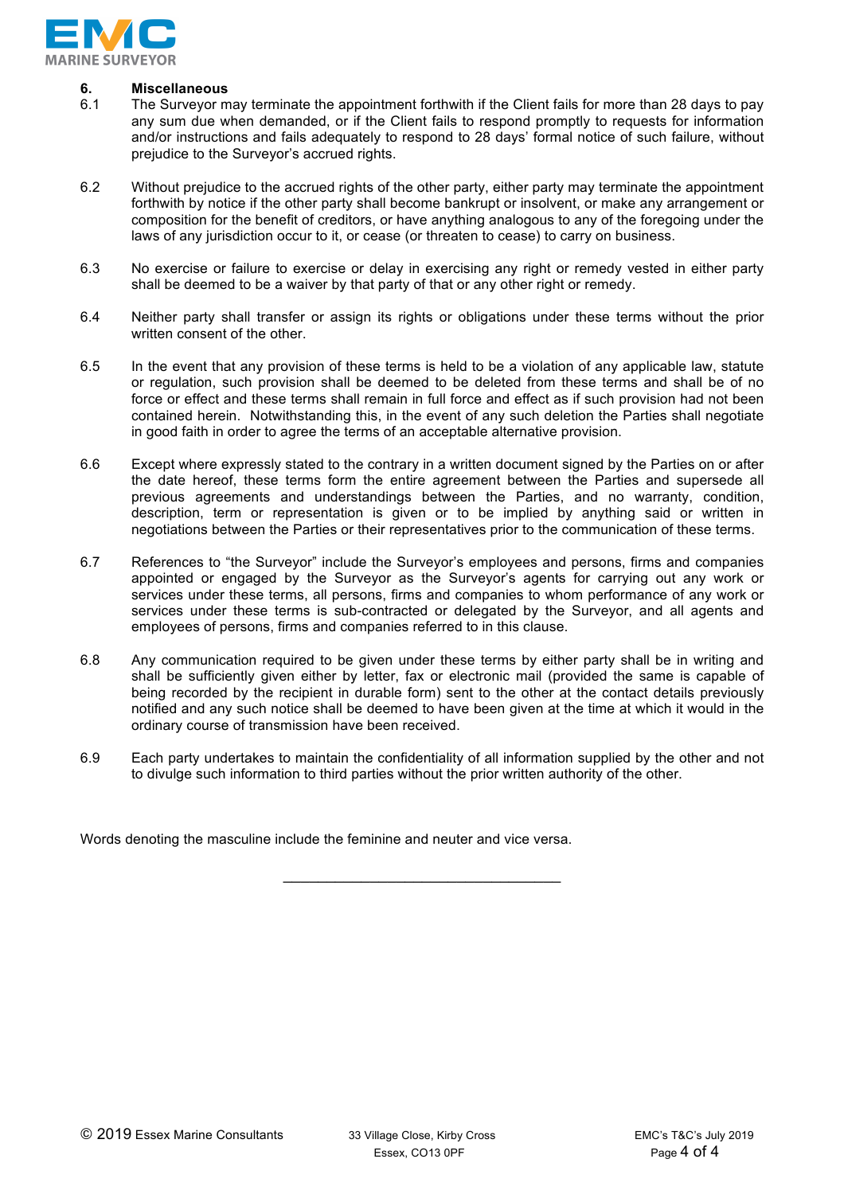## 6. Miscellaneous

6.1 The Surveyor may terminate the appointment forthwith if the Client fails for more than 28 days to pay any sum due when demanded, or if the Client fails to respond promptly to requests for information and/or instructions and fails adequately to respond to 28 days' formal notice of such failure, without prejudice to the Surveyor's accrued rights.

6.2 Without prejudice to the accrued rights of the other party, either party may terminate the appointment forthwith by notice if the other party shall become bankrupt or insolvent, or make any arrangement or composition for the benefit of creditors, or have anything analogous to any of the foregoing under the laws of any jurisdiction occur to it, or cease (or threaten to cease) to carry on business.

6.3 No exercise or failure to exercise or delay in exercising any right or remedy vested in either party shall be deemed to be a waiver by that party of that or any other right or remedy.

6.4 Neither party shall transfer or assign its rights or obligations under these terms without the prior written consent of the other.

6.5 In the event that any provision of these terms is held to be a violation of any applicable law, statute or regulation, such provision shall be deemed to be deleted from these terms and shall be of no force or effect and these terms shall remain in full force and effect as if such provision had not been contained herein. Notwithstanding this, in the event of any such deletion the Parties shall negotiate in good faith in order to agree the terms of an acceptable alternative provision.

6.6 Except where expressly stated to the contrary in a written document signed by the Parties on or after the date hereof, these terms form the entire agreement between the Parties and supersede all previous agreements and understandings between the Parties, and no warranty, condition, description, term or representation is given or to be implied by anything said or written in negotiations between the Parties or their representatives prior to the communication of these terms.

6.7 References to "the Surveyor" include the Surveyor's employees and persons, firms and companies appointed or engaged by the Surveyor as the Surveyor's agents for carrying out any work or services under these terms, all persons, firms and companies to whom performance of any work or services under these terms is sub-contracted or delegated by the Surveyor, and all agents and employees of persons, firms and companies referred to in this clause.

6.8 Any communication required to be given under these terms by either party shall be in writing and shall be sufficiently given either by letter, fax or electronic mail (provided the same is capable of being recorded by the recipient in durable form) sent to the other at the contact details previously notified and any such notice shall be deemed to have been given at the time at which it would in the ordinary course of transmission have been received.

6.9 Each party undertakes to maintain the confidentiality of all information supplied by the other and not to divulge such information to third parties without the prior written authority of the other.

Words denoting the masculine include the feminine and neuter and vice versa.

---